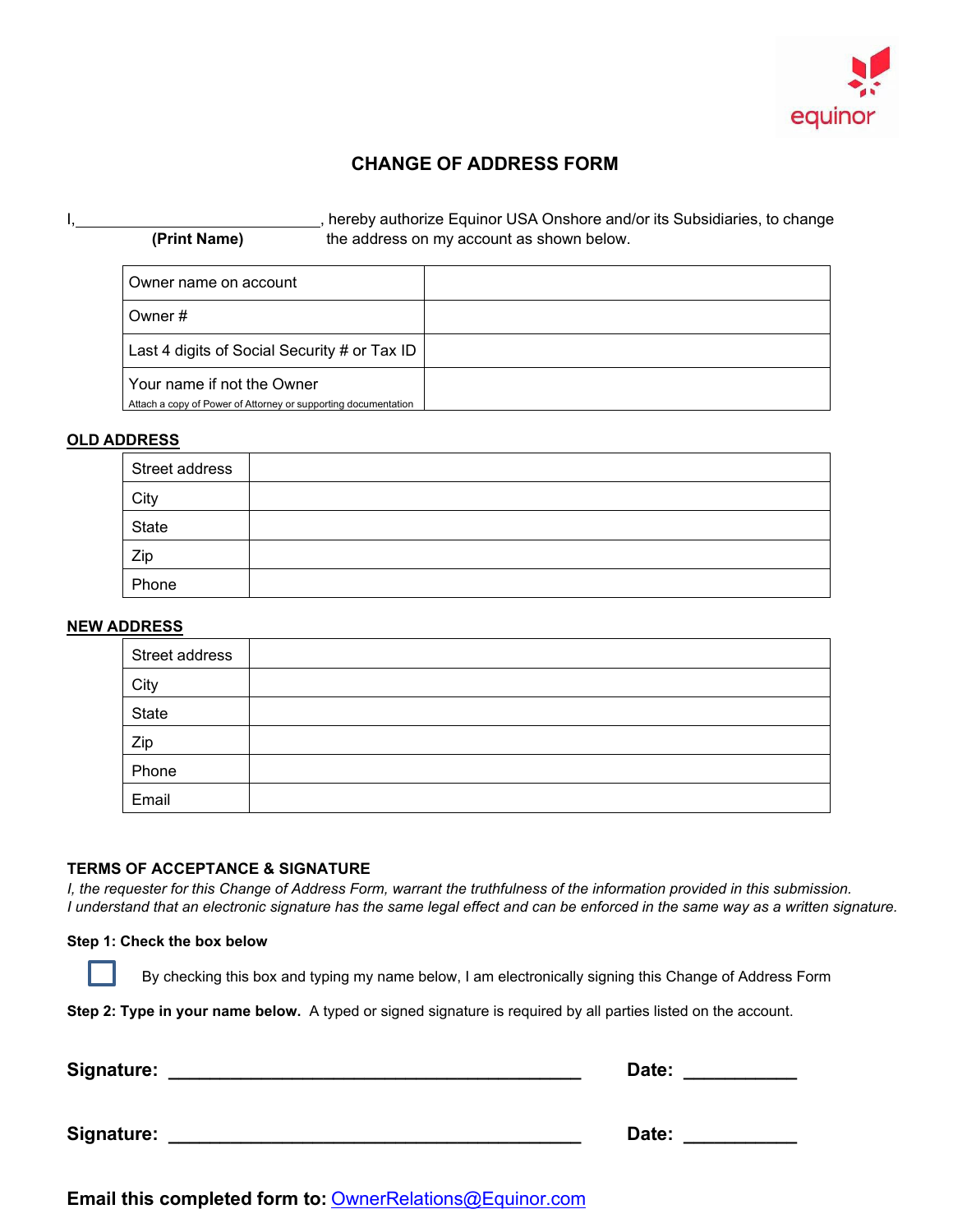# CHANGE OF ADDRESS FORM

I,______________________________, hereby authorize Equinor USA Onshore and/or its Subsidiaries, to change the address on my account as shown below.

**(Print Name)**

| | |
|---|---|
| Owner name on account | |
| Owner # | |
| Last 4 digits of Social Security # or Tax ID | |
| Your name if not the Owner<br>Attach a copy of Power of Attorney or supporting documentation | |

**OLD ADDRESS**

| | |
|---|---|
| Street address | |
| City | |
| State | |
| Zip | |
| Phone | |

**NEW ADDRESS**

| | |
|---|---|
| Street address | |
| City | |
| State | |
| Zip | |
| Phone | |
| Email | |

**TERMS OF ACCEPTANCE & SIGNATURE**

*I, the requester for this Change of Address Form, warrant the truthfulness of the information provided in this submission.*
*I understand that an electronic signature has the same legal effect and can be enforced in the same way as a written signature.*

**Step 1: Check the box below**

☐ By checking this box and typing my name below, I am electronically signing this Change of Address Form

**Step 2: Type in your name below.** A typed or signed signature is required by all parties listed on the account.

**Signature:** ________________________________________ **Date:** ___________

**Signature:** ________________________________________ **Date:** ___________

**Email this completed form to:** OwnerRelations@Equinor.com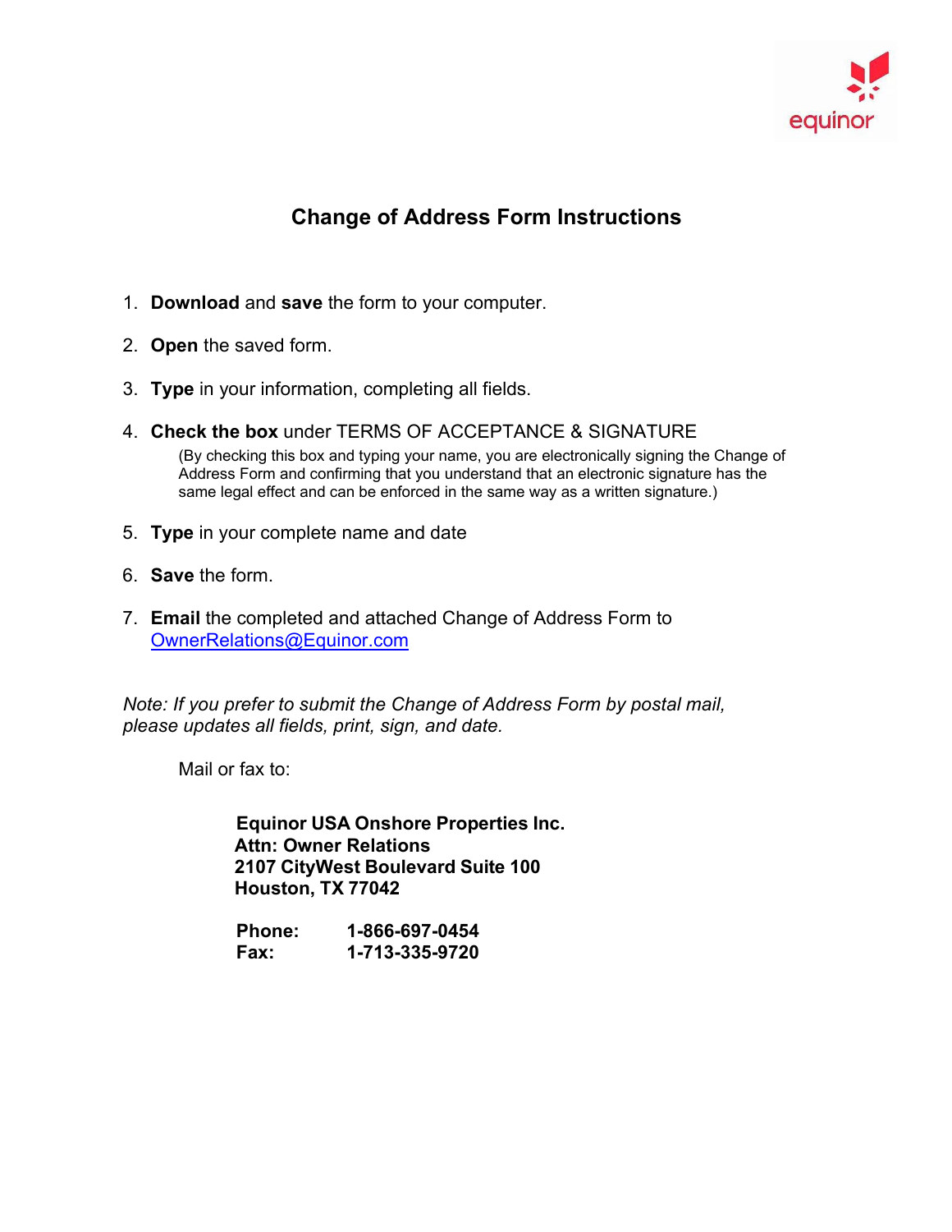equinor

# Change of Address Form Instructions

1. **Download** and **save** the form to your computer.
2. **Open** the saved form.
3. **Type** in your information, completing all fields.
4. **Check the box** under TERMS OF ACCEPTANCE & SIGNATURE
   (By checking this box and typing your name, you are electronically signing the Change of Address Form and confirming that you understand that an electronic signature has the same legal effect and can be enforced in the same way as a written signature.)
5. **Type** in your complete name and date
6. **Save** the form.
7. **Email** the completed and attached Change of Address Form to OwnerRelations@Equinor.com

*Note: If you prefer to submit the Change of Address Form by postal mail, please updates all fields, print, sign, and date.*

Mail or fax to:

**Equinor USA Onshore Properties Inc.**
**Attn: Owner Relations**
**2107 CityWest Boulevard Suite 100**
**Houston, TX 77042**

**Phone:** **1-866-697-0454**
**Fax:** **1-713-335-9720**